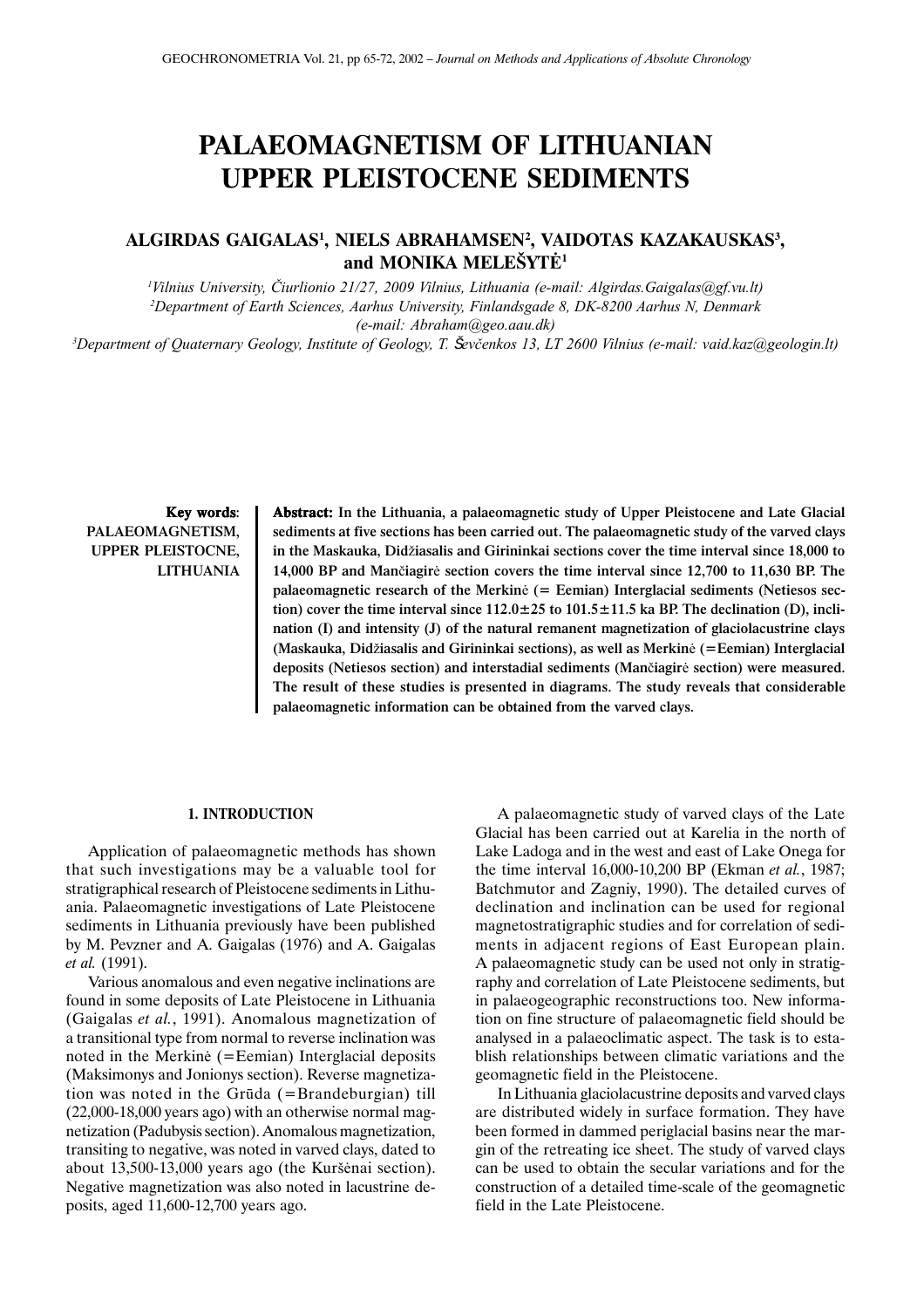# PALAEOMAGNETISM OF LITHUANIAN UPPER PLEISTOCENE SEDIMENTS

**ALGIRDAS GAIGALAS[1], NIELS ABRAHAMSEN[2], VAIDOTAS KAZAKAUSKAS[3], and MONIKA MELEŠYTĖ[1]**

[1]*Vilnius University, Čiurlionio 21/27, 2009 Vilnius, Lithuania (e-mail: Algirdas.Gaigalas@gf.vu.lt)*
[2]*Department of Earth Sciences, Aarhus University, Finlandsgade 8, DK-8200 Aarhus N, Denmark (e-mail: Abraham@geo.aau.dk)*
[3]*Department of Quaternary Geology, Institute of Geology, T. Ševčenkos 13, LT 2600 Vilnius (e-mail: vaid.kaz@geologin.lt)*

**Key words**: PALAEOMAGNETISM, UPPER PLEISTOCNE, LITHUANIA

**Abstract: In the Lithuania, a palaeomagnetic study of Upper Pleistocene and Late Glacial sediments at five sections has been carried out. The palaeomagnetic study of the varved clays in the Maskauka, Didžiasalis and Girininkai sections cover the time interval since 18,000 to 14,000 BP and Mančiagirė section covers the time interval since 12,700 to 11,630 BP. The palaeomagnetic research of the Merkinė (= Eemian) Interglacial sediments (Netiesos section) cover the time interval since 112.0±25 to 101.5±11.5 ka BP. The declination (D), inclination (I) and intensity (J) of the natural remanent magnetization of glaciolacustrine clays (Maskauka, Didžiasalis and Girininkai sections), as well as Merkinė (=Eemian) Interglacial deposits (Netiesos section) and interstadial sediments (Mančiagirė section) were measured. The result of these studies is presented in diagrams. The study reveals that considerable palaeomagnetic information can be obtained from the varved clays.**

## 1. INTRODUCTION

Application of palaeomagnetic methods has shown that such investigations may be a valuable tool for stratigraphical research of Pleistocene sediments in Lithuania. Palaeomagnetic investigations of Late Pleistocene sediments in Lithuania previously have been published by M. Pevzner and A. Gaigalas (1976) and A. Gaigalas *et al.* (1991).

Various anomalous and even negative inclinations are found in some deposits of Late Pleistocene in Lithuania (Gaigalas *et al.*, 1991). Anomalous magnetization of a transitional type from normal to reverse inclination was noted in the Merkinė (=Eemian) Interglacial deposits (Maksimonys and Jonionys section). Reverse magnetization was noted in the Grūda (=Brandeburgian) till (22,000-18,000 years ago) with an otherwise normal magnetization (Padubysis section). Anomalous magnetization, transiting to negative, was noted in varved clays, dated to about 13,500-13,000 years ago (the Kuršėnai section). Negative magnetization was also noted in lacustrine deposits, aged 11,600-12,700 years ago.

A palaeomagnetic study of varved clays of the Late Glacial has been carried out at Karelia in the north of Lake Ladoga and in the west and east of Lake Onega for the time interval 16,000-10,200 BP (Ekman *et al.*, 1987; Batchmutor and Zagniy, 1990). The detailed curves of declination and inclination can be used for regional magnetostratigraphic studies and for correlation of sediments in adjacent regions of East European plain. A palaeomagnetic study can be used not only in stratigraphy and correlation of Late Pleistocene sediments, but in palaeogeographic reconstructions too. New information on fine structure of palaeomagnetic field should be analysed in a palaeoclimatic aspect. The task is to establish relationships between climatic variations and the geomagnetic field in the Pleistocene.

In Lithuania glaciolacustrine deposits and varved clays are distributed widely in surface formation. They have been formed in dammed periglacial basins near the margin of the retreating ice sheet. The study of varved clays can be used to obtain the secular variations and for the construction of a detailed time-scale of the geomagnetic field in the Late Pleistocene.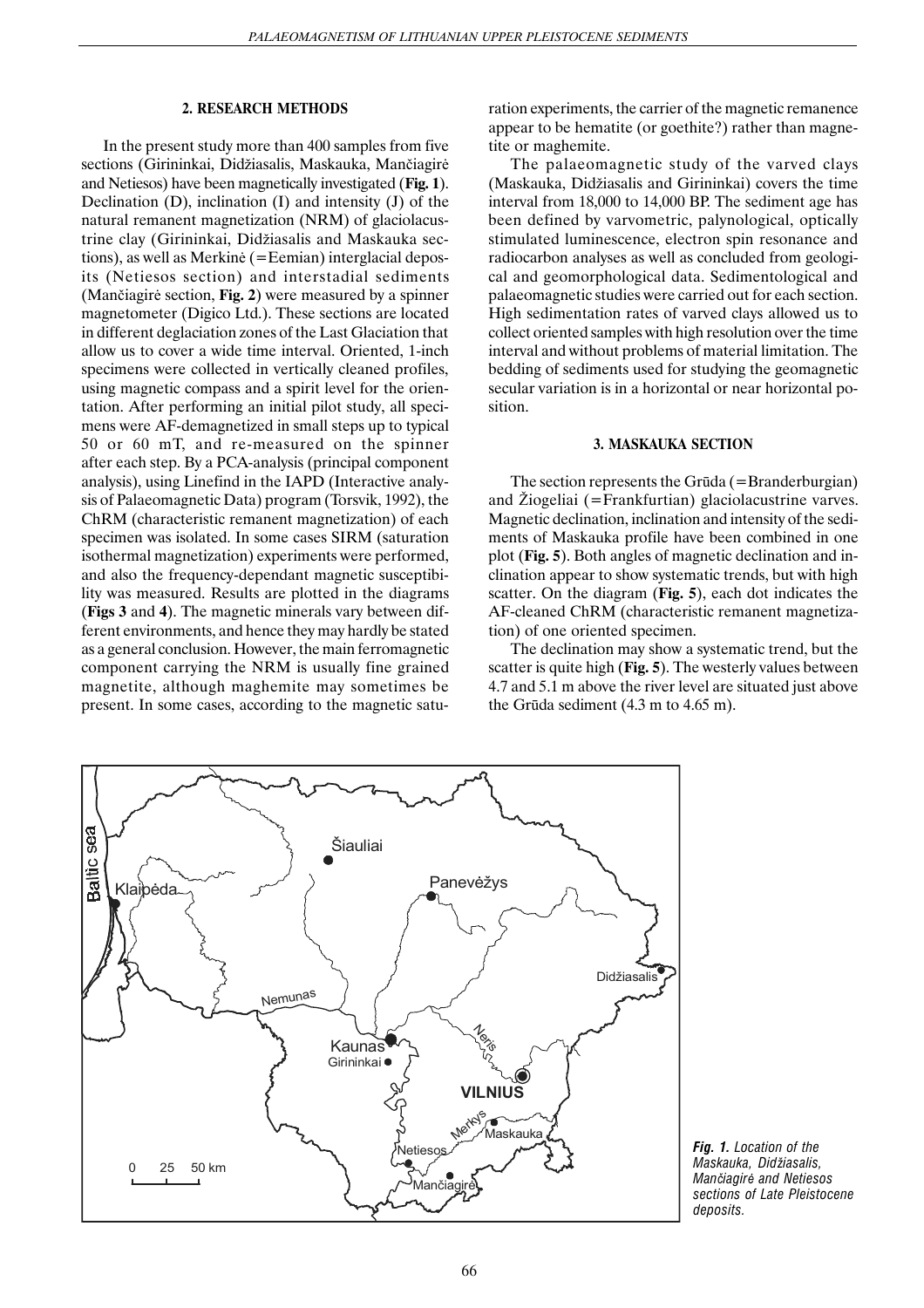## 2. RESEARCH METHODS

In the present study more than 400 samples from five sections (Girininkai, Didžiasalis, Maskauka, Mančiagirė and Netiesos) have been magnetically investigated (**Fig. 1**). Declination (D), inclination (I) and intensity (J) of the natural remanent magnetization (NRM) of glaciolacustrine clay (Girininkai, Didžiasalis and Maskauka sections), as well as Merkinė (=Eemian) interglacial deposits (Netiesos section) and interstadial sediments (Mančiagirė section, **Fig. 2**) were measured by a spinner magnetometer (Digico Ltd.). These sections are located in different deglaciation zones of the Last Glaciation that allow us to cover a wide time interval. Oriented, 1-inch specimens were collected in vertically cleaned profiles, using magnetic compass and a spirit level for the orientation. After performing an initial pilot study, all specimens were AF-demagnetized in small steps up to typical 50 or 60 mT, and re-measured on the spinner after each step. By a PCA-analysis (principal component analysis), using Linefind in the IAPD (Interactive analysis of Palaeomagnetic Data) program (Torsvik, 1992), the ChRM (characteristic remanent magnetization) of each specimen was isolated. In some cases SIRM (saturation isothermal magnetization) experiments were performed, and also the frequency-dependant magnetic susceptibility was measured. Results are plotted in the diagrams (**Figs 3** and **4**). The magnetic minerals vary between different environments, and hence they may hardly be stated as a general conclusion. However, the main ferromagnetic component carrying the NRM is usually fine grained magnetite, although maghemite may sometimes be present. In some cases, according to the magnetic saturation experiments, the carrier of the magnetic remanence appear to be hematite (or goethite?) rather than magnetite or maghemite.

The palaeomagnetic study of the varved clays (Maskauka, Didžiasalis and Girininkai) covers the time interval from 18,000 to 14,000 BP. The sediment age has been defined by varvometric, palynological, optically stimulated luminescence, electron spin resonance and radiocarbon analyses as well as concluded from geological and geomorphological data. Sedimentological and palaeomagnetic studies were carried out for each section. High sedimentation rates of varved clays allowed us to collect oriented samples with high resolution over the time interval and without problems of material limitation. The bedding of sediments used for studying the geomagnetic secular variation is in a horizontal or near horizontal position.

## 3. MASKAUKA SECTION

The section represents the Grūda (=Branderburgian) and Žiogeliai (=Frankfurtian) glaciolacustrine varves. Magnetic declination, inclination and intensity of the sediments of Maskauka profile have been combined in one plot (**Fig. 5**). Both angles of magnetic declination and inclination appear to show systematic trends, but with high scatter. On the diagram (**Fig. 5**), each dot indicates the AF-cleaned ChRM (characteristic remanent magnetization) of one oriented specimen.

The declination may show a systematic trend, but the scatter is quite high (**Fig. 5**). The westerly values between 4.7 and 5.1 m above the river level are situated just above the Grūda sediment (4.3 m to 4.65 m).

*Fig. 1. Location of the Maskauka, Didžiasalis, Mančiagirė and Netiesos sections of Late Pleistocene deposits.*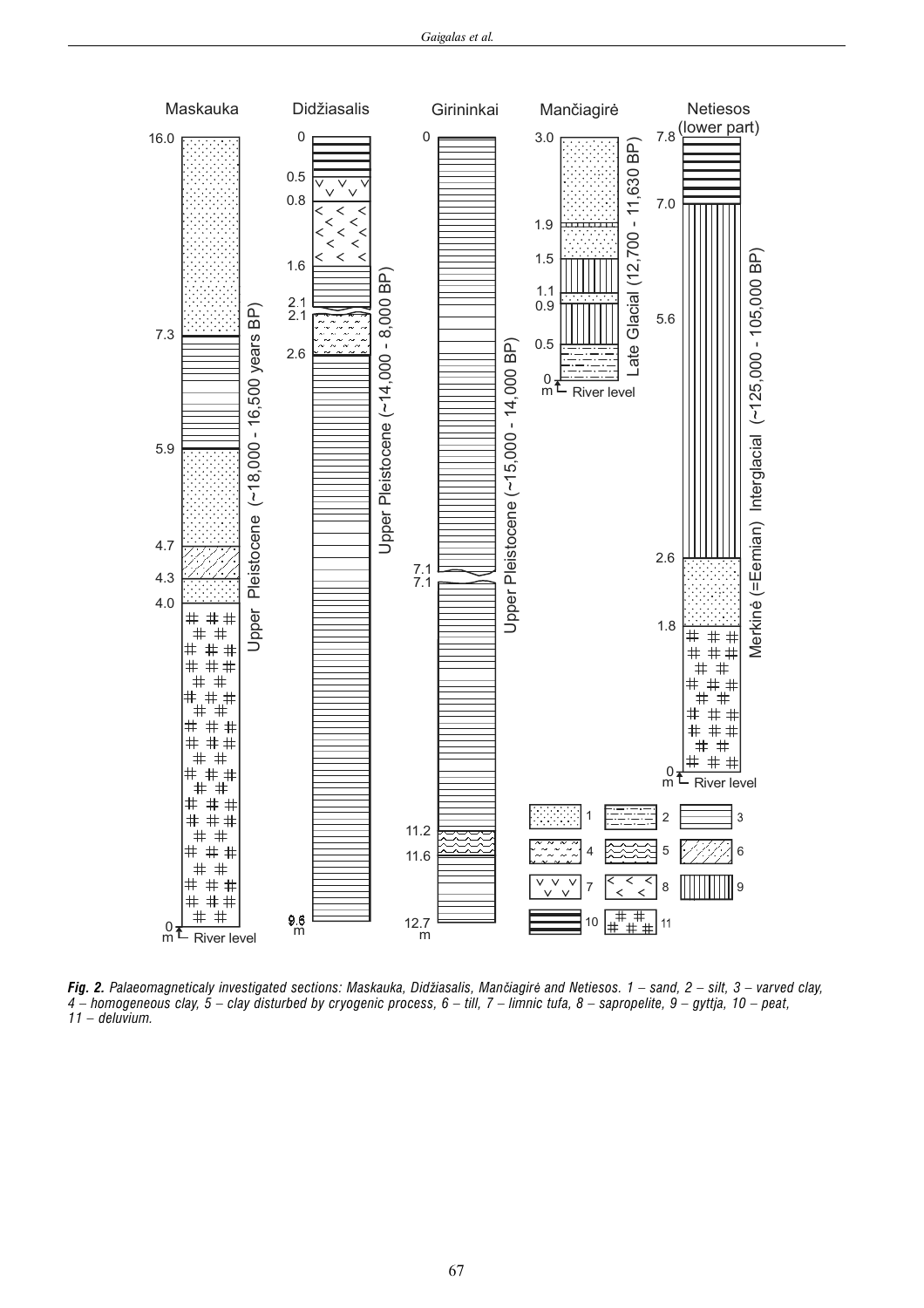***Fig. 2.*** *Palaeomagneticaly investigated sections: Maskauka, Didžiasalis, Mančiagirė and Netiesos. 1 – sand, 2 – silt, 3 – varved clay, 4 – homogeneous clay, 5 – clay disturbed by cryogenic process, 6 – till, 7 – limnic tufa, 8 – sapropelite, 9 – gyttja, 10 – peat, 11 – deluvium.*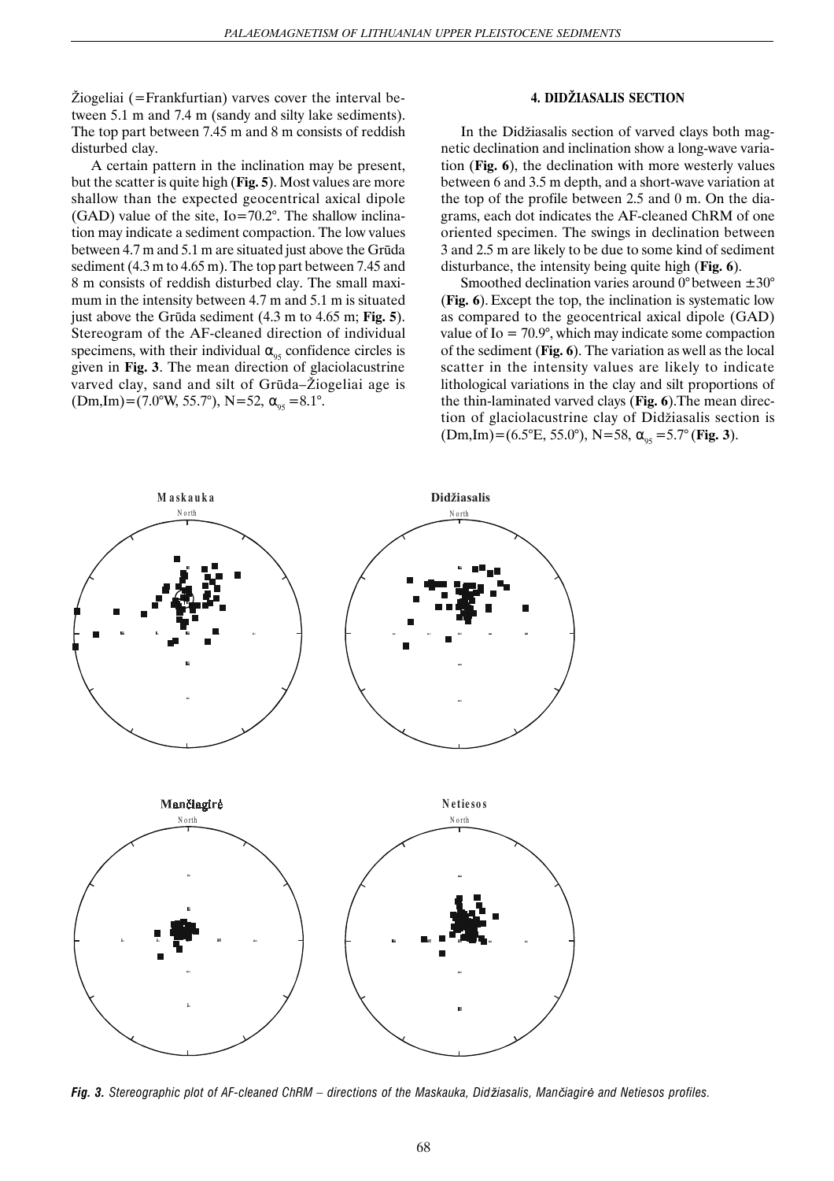Žiogeliai (=Frankfurtian) varves cover the interval between 5.1 m and 7.4 m (sandy and silty lake sediments). The top part between 7.45 m and 8 m consists of reddish disturbed clay.

A certain pattern in the inclination may be present, but the scatter is quite high (**Fig. 5**). Most values are more shallow than the expected geocentrical axical dipole (GAD) value of the site, Io=70.2°. The shallow inclination may indicate a sediment compaction. The low values between 4.7 m and 5.1 m are situated just above the Grūda sediment (4.3 m to 4.65 m). The top part between 7.45 and 8 m consists of reddish disturbed clay. The small maximum in the intensity between 4.7 m and 5.1 m is situated just above the Grūda sediment (4.3 m to 4.65 m; **Fig. 5**). Stereogram of the AF-cleaned direction of individual specimens, with their individual $\alpha_{95}$ confidence circles is given in **Fig. 3**. The mean direction of glaciolacustrine varved clay, sand and silt of Grūda–Žiogeliai age is (Dm,Im)=(7.0°W, 55.7°), N=52, $\alpha_{95}$ =8.1°.

#### 4. DIDŽIASALIS SECTION

In the Didžiasalis section of varved clays both magnetic declination and inclination show a long-wave variation (**Fig. 6**), the declination with more westerly values between 6 and 3.5 m depth, and a short-wave variation at the top of the profile between 2.5 and 0 m. On the diagrams, each dot indicates the AF-cleaned ChRM of one oriented specimen. The swings in declination between 3 and 2.5 m are likely to be due to some kind of sediment disturbance, the intensity being quite high (**Fig. 6**).

Smoothed declination varies around 0° between ±30° (**Fig. 6**). Except the top, the inclination is systematic low as compared to the geocentrical axical dipole (GAD) value of Io = 70.9°, which may indicate some compaction of the sediment (**Fig. 6**). The variation as well as the local scatter in the intensity values are likely to indicate lithological variations in the clay and silt proportions of the thin-laminated varved clays (**Fig. 6**).The mean direction of glaciolacustrine clay of Didžiasalis section is (Dm,Im)=(6.5°E, 55.0°), N=58, $\alpha_{95}$ =5.7° (**Fig. 3**).

***Fig. 3.*** *Stereographic plot of AF-cleaned ChRM – directions of the Maskauka, Didžiasalis, Mančiagirė and Netiesos profiles.*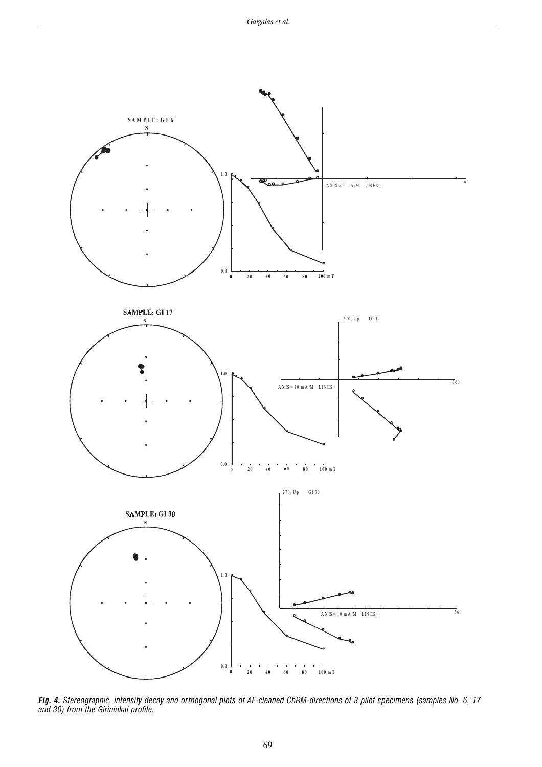*Fig. 4. Stereographic, intensity decay and orthogonal plots of AF-cleaned ChRM-directions of 3 pilot specimens (samples No. 6, 17 and 30) from the Girininkai profile.*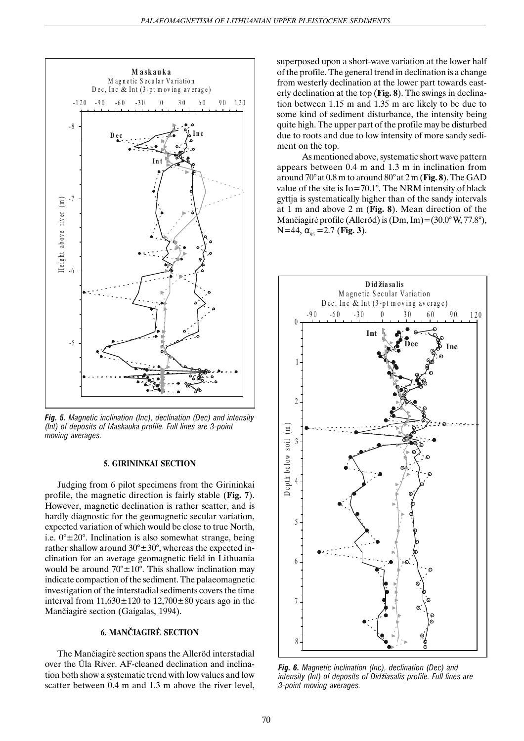*Fig. 5. Magnetic inclination (Inc), declination (Dec) and intensity (Int) of deposits of Maskauka profile. Full lines are 3-point moving averages.*

### 5. GIRININKAI SECTION

Judging from 6 pilot specimens from the Girininkai profile, the magnetic direction is fairly stable (**Fig. 7**). However, magnetic declination is rather scatter, and is hardly diagnostic for the geomagnetic secular variation, expected variation of which would be close to true North, i.e. 0°±20°. Inclination is also somewhat strange, being rather shallow around 30°±30°, whereas the expected inclination for an average geomagnetic field in Lithuania would be around 70°±10°. This shallow inclination may indicate compaction of the sediment. The palaeomagnetic investigation of the interstadial sediments covers the time interval from 11,630±120 to 12,700±80 years ago in the Mančiagirė section (Gaigalas, 1994).

### 6. MANČIAGIRĖ SECTION

The Mančiagirė section spans the Alleröd interstadial over the Ūla River. AF-cleaned declination and inclination both show a systematic trend with low values and low scatter between 0.4 m and 1.3 m above the river level, superposed upon a short-wave variation at the lower half of the profile. The general trend in declination is a change from westerly declination at the lower part towards easterly declination at the top (**Fig. 8**). The swings in declination between 1.15 m and 1.35 m are likely to be due to some kind of sediment disturbance, the intensity being quite high. The upper part of the profile may be disturbed due to roots and due to low intensity of more sandy sediment on the top.

As mentioned above, systematic short wave pattern appears between 0.4 m and 1.3 m in inclination from around 70° at 0.8 m to around 80° at 2 m (**Fig. 8**). The GAD value of the site is Io=70.1°. The NRM intensity of black gyttja is systematically higher than of the sandy intervals at 1 m and above 2 m (**Fig. 8**). Mean direction of the Mančiagirė profile (Alleröd) is (Dm, Im)=(30.0° W, 77.8°), N=44, $\alpha_{95}$ =2.7 (**Fig. 3**).

*Fig. 6. Magnetic inclination (Inc), declination (Dec) and intensity (Int) of deposits of Didžiasalis profile. Full lines are 3-point moving averages.*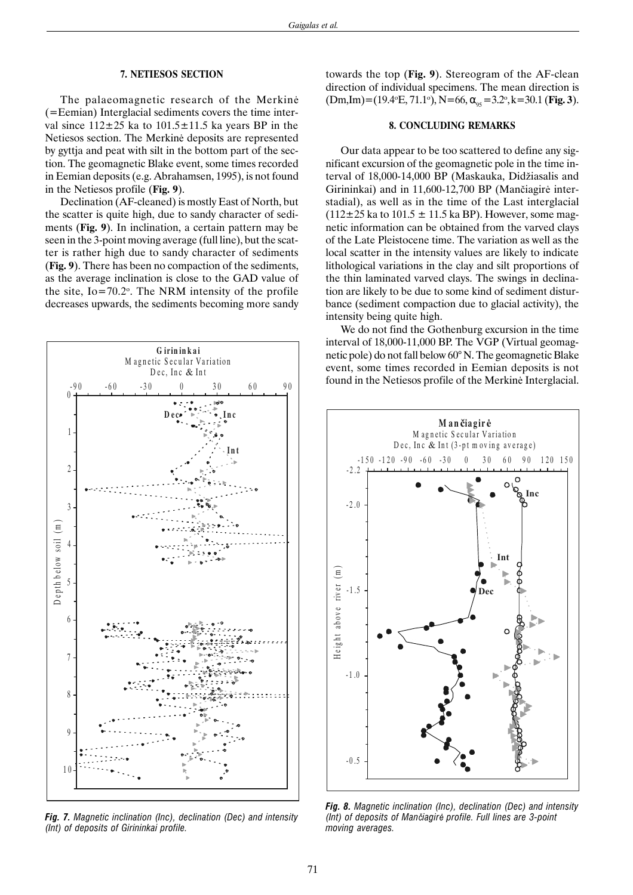## 7. NETIESOS SECTION

The palaeomagnetic research of the Merkinė (=Eemian) Interglacial sediments covers the time interval since 112±25 ka to 101.5±11.5 ka years BP in the Netiesos section. The Merkinė deposits are represented by gyttja and peat with silt in the bottom part of the section. The geomagnetic Blake event, some times recorded in Eemian deposits (e.g. Abrahamsen, 1995), is not found in the Netiesos profile (**Fig. 9**).

Declination (AF-cleaned) is mostly East of North, but the scatter is quite high, due to sandy character of sediments (**Fig. 9**). In inclination, a certain pattern may be seen in the 3-point moving average (full line), but the scatter is rather high due to sandy character of sediments (**Fig. 9**). There has been no compaction of the sediments, as the average inclination is close to the GAD value of the site, Io=70.2°. The NRM intensity of the profile decreases upwards, the sediments becoming more sandy towards the top (**Fig. 9**). Stereogram of the AF-clean direction of individual specimens. The mean direction is (Dm,Im)=(19.4°E, 71.1°), N=66, $\alpha_{95}$=3.2°, k=30.1 (**Fig. 3**).

*Fig. 7. Magnetic inclination (Inc), declination (Dec) and intensity (Int) of deposits of Girininkai profile.*

## 8. CONCLUDING REMARKS

Our data appear to be too scattered to define any significant excursion of the geomagnetic pole in the time interval of 18,000-14,000 BP (Maskauka, Didžiasalis and Girininkai) and in 11,600-12,700 BP (Mančiagirė interstadial), as well as in the time of the Last interglacial (112±25 ka to 101.5 ± 11.5 ka BP). However, some magnetic information can be obtained from the varved clays of the Late Pleistocene time. The variation as well as the local scatter in the intensity values are likely to indicate lithological variations in the clay and silt proportions of the thin laminated varved clays. The swings in declination are likely to be due to some kind of sediment disturbance (sediment compaction due to glacial activity), the intensity being quite high.

We do not find the Gothenburg excursion in the time interval of 18,000-11,000 BP. The VGP (Virtual geomagnetic pole) do not fall below 60° N. The geomagnetic Blake event, some times recorded in Eemian deposits is not found in the Netiesos profile of the Merkinė Interglacial.

*Fig. 8. Magnetic inclination (Inc), declination (Dec) and intensity (Int) of deposits of Mančiagirė profile. Full lines are 3-point moving averages.*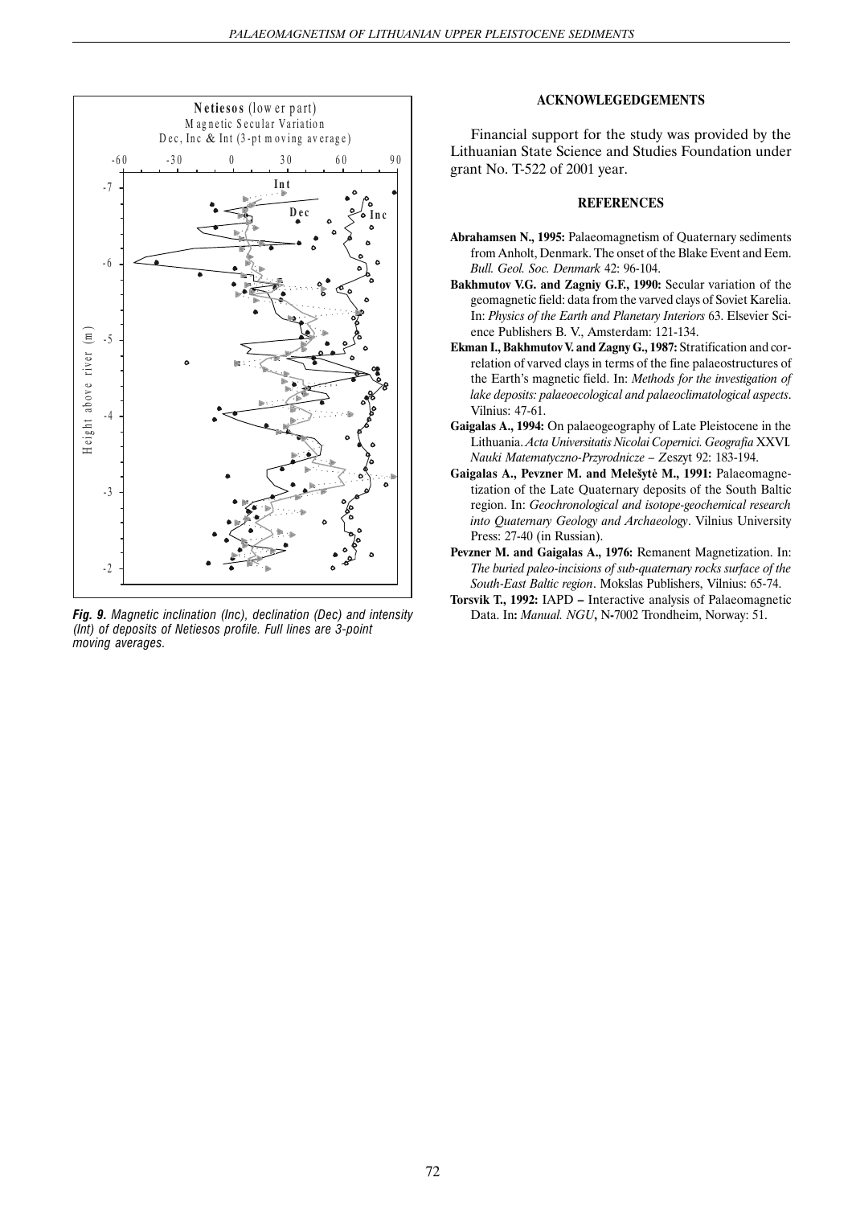**Netiesos** (lower part)
Magnetic Secular Variation
Dec, Inc & Int (3-pt moving average)

-60 -30 0 30 60 90

-7 -6 -5 -4 -3 -2

Int
Dec
Inc

Height above river (m)

***Fig. 9.*** *Magnetic inclination (Inc), declination (Dec) and intensity (Int) of deposits of Netiesos profile. Full lines are 3-point moving averages.*

## ACKNOWLEGEDGEMENTS

Financial support for the study was provided by the Lithuanian State Science and Studies Foundation under grant No. T-522 of 2001 year.

## REFERENCES

**Abrahamsen N., 1995:** Palaeomagnetism of Quaternary sediments from Anholt, Denmark. The onset of the Blake Event and Eem. *Bull. Geol. Soc. Denmark* 42: 96-104.

**Bakhmutov V.G. and Zagniy G.F., 1990:** Secular variation of the geomagnetic field: data from the varved clays of Soviet Karelia. In: *Physics of the Earth and Planetary Interiors* 63. Elsevier Science Publishers B. V., Amsterdam: 121-134.

**Ekman I., Bakhmutov V. and Zagny G., 1987:** Stratification and correlation of varved clays in terms of the fine palaeostructures of the Earth's magnetic field. In: *Methods for the investigation of lake deposits: palaeoecological and palaeoclimatological aspects*. Vilnius: 47-61.

**Gaigalas A., 1994:** On palaeogeography of Late Pleistocene in the Lithuania. *Acta Universitatis Nicolai Copernici. Geografia* XXVI. *Nauki Matematyczno-Przyrodnicze* – Zeszyt 92: 183-194.

**Gaigalas A., Pevzner M. and Melešytė M., 1991:** Palaeomagnetization of the Late Quaternary deposits of the South Baltic region. In: *Geochronological and isotope-geochemical research into Quaternary Geology and Archaeology*. Vilnius University Press: 27-40 (in Russian).

**Pevzner M. and Gaigalas A., 1976:** Remanent Magnetization. In: *The buried paleo-incisions of sub-quaternary rocks surface of the South-East Baltic region*. Mokslas Publishers, Vilnius: 65-74.

**Torsvik T., 1992:** IAPD **–** Interactive analysis of Palaeomagnetic Data. In**:** *Manual. NGU***,** N**-**7002 Trondheim, Norway: 51.